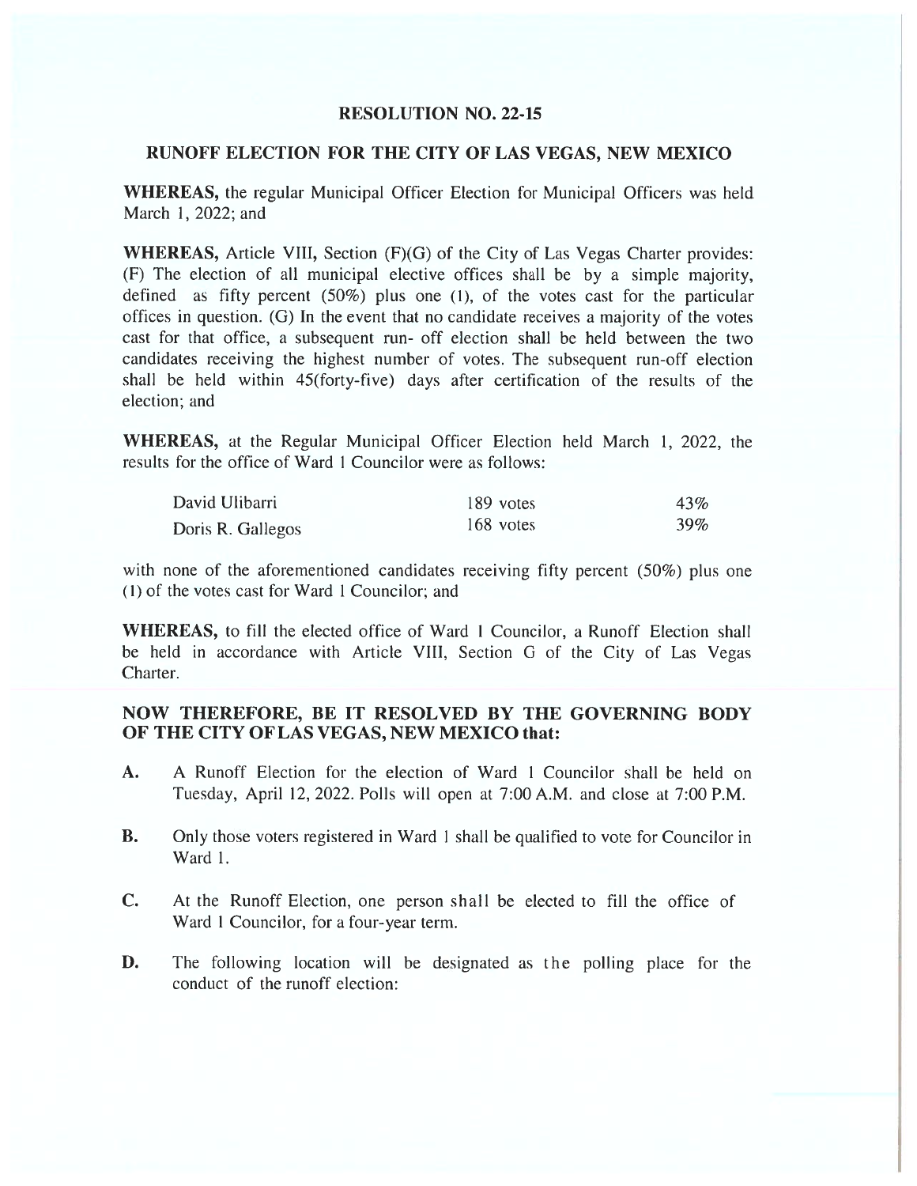# RESOLUTION NO. 22-15

## RUNOFF ELECTION FOR THE CITY OF LAS VEGAS, NEW MEXICO

**WHEREAS,** the regular Municipal Officer Election for Municipal Officers was held March 1, 2022; and

**WHEREAS,** Article VIII, Section (F)(G) of the City of Las Vegas Charter provides: (F) The election of all municipal elective offices shall be by a simple majority, defined as fifty percent (50%) plus one (1), of the votes cast for the particular offices in question. (G) In the event that no candidate receives a majority of the votes cast for that office, a subsequent run- off election shall be held between the two candidates receiving the highest number of votes. The subsequent run-off election shall be held within 45(forty-five) days after certification of the results of the election; and

**WHEREAS,** at the Regular Municipal Officer Election held March 1, 2022, the results for the office of Ward 1 Councilor were as follows:

| | | |
|---|---|---|
| David Ulibarri | 189 votes | 43% |
| Doris R. Gallegos | 168 votes | 39% |

with none of the aforementioned candidates receiving fifty percent (50%) plus one (1) of the votes cast for Ward 1 Councilor; and

**WHEREAS,** to fill the elected office of Ward 1 Councilor, a Runoff Election shall be held in accordance with Article VIII, Section G of the City of Las Vegas Charter.

**NOW THEREFORE, BE IT RESOLVED BY THE GOVERNING BODY OF THE CITY OF LAS VEGAS, NEW MEXICO that:**

**A.** A Runoff Election for the election of Ward 1 Councilor shall be held on Tuesday, April 12, 2022. Polls will open at 7:00 A.M. and close at 7:00 P.M.

**B.** Only those voters registered in Ward 1 shall be qualified to vote for Councilor in Ward 1.

**C.** At the Runoff Election, one person shall be elected to fill the office of Ward 1 Councilor, for a four-year term.

**D.** The following location will be designated as the polling place for the conduct of the runoff election: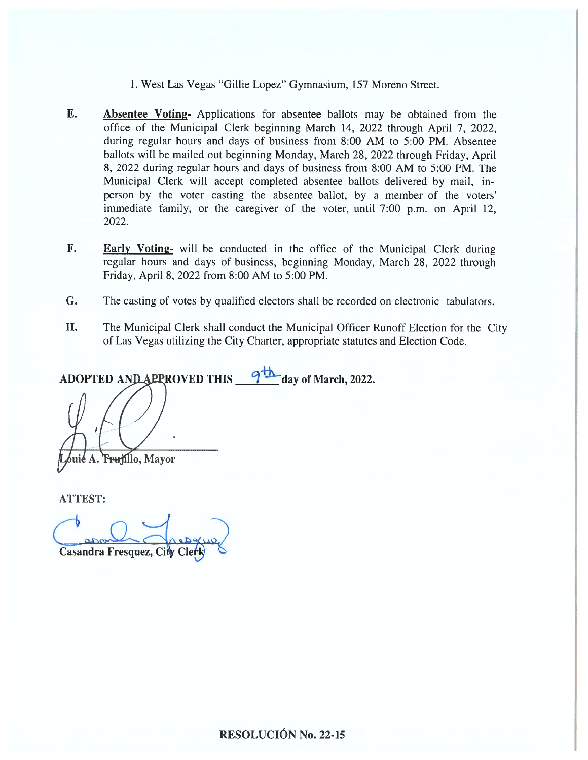1. West Las Vegas "Gillie Lopez" Gymnasium, 157 Moreno Street.

**E.** **Absentee Voting-** Applications for absentee ballots may be obtained from the office of the Municipal Clerk beginning March 14, 2022 through April 7, 2022, during regular hours and days of business from 8:00 AM to 5:00 PM. Absentee ballots will be mailed out beginning Monday, March 28, 2022 through Friday, April 8, 2022 during regular hours and days of business from 8:00 AM to 5:00 PM. The Municipal Clerk will accept completed absentee ballots delivered by mail, in-person by the voter casting the absentee ballot, by a member of the voters' immediate family, or the caregiver of the voter, until 7:00 p.m. on April 12, 2022.

**F.** **Early Voting-** will be conducted in the office of the Municipal Clerk during regular hours and days of business, beginning Monday, March 28, 2022 through Friday, April 8, 2022 from 8:00 AM to 5:00 PM.

**G.** The casting of votes by qualified electors shall be recorded on electronic tabulators.

**H.** The Municipal Clerk shall conduct the Municipal Officer Runoff Election for the City of Las Vegas utilizing the City Charter, appropriate statutes and Election Code.

**ADOPTED AND APPROVED THIS 9th day of March, 2022.**

**Louie A. Trujillo, Mayor**

**ATTEST:**

**Casandra Fresquez, City Clerk**

**RESOLUCIÓN No. 22-15**